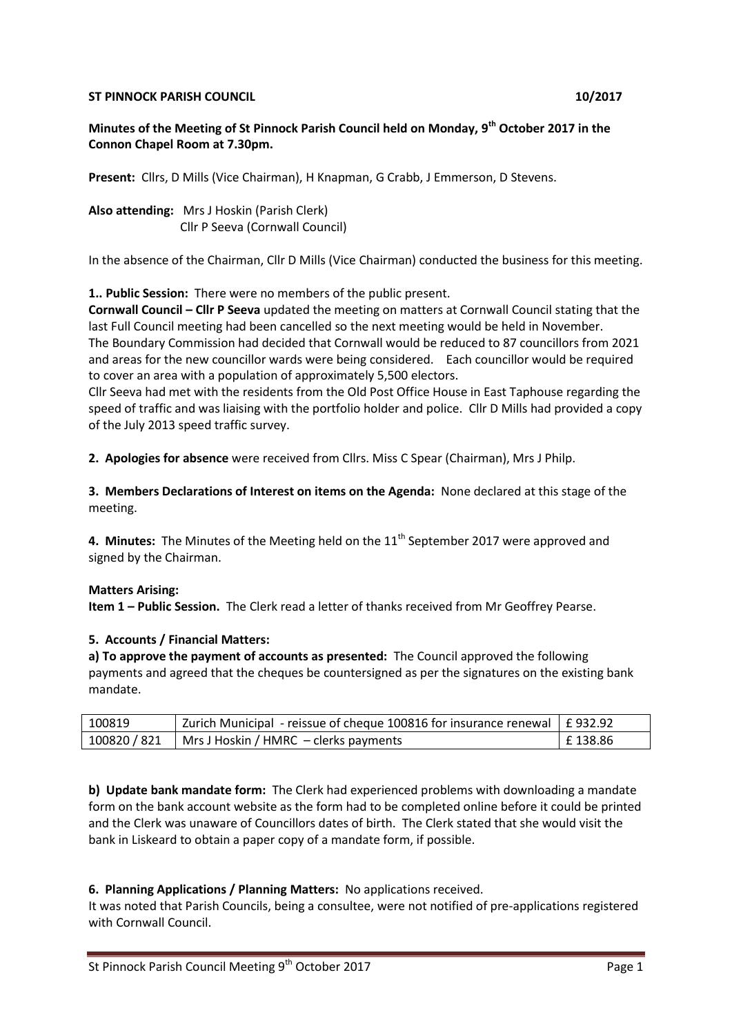**ST PINNOCK PARISH COUNCIL** **10/2017**

**Minutes of the Meeting of St Pinnock Parish Council held on Monday, 9th October 2017 in the Connon Chapel Room at 7.30pm.**

**Present:** Cllrs, D Mills (Vice Chairman), H Knapman, G Crabb, J Emmerson, D Stevens.

**Also attending:** Mrs J Hoskin (Parish Clerk)
Cllr P Seeva (Cornwall Council)

In the absence of the Chairman, Cllr D Mills (Vice Chairman) conducted the business for this meeting.

**1.. Public Session:** There were no members of the public present.
**Cornwall Council – Cllr P Seeva** updated the meeting on matters at Cornwall Council stating that the last Full Council meeting had been cancelled so the next meeting would be held in November.
The Boundary Commission had decided that Cornwall would be reduced to 87 councillors from 2021 and areas for the new councillor wards were being considered. Each councillor would be required to cover an area with a population of approximately 5,500 electors.
Cllr Seeva had met with the residents from the Old Post Office House in East Taphouse regarding the speed of traffic and was liaising with the portfolio holder and police. Cllr D Mills had provided a copy of the July 2013 speed traffic survey.

**2. Apologies for absence** were received from Cllrs. Miss C Spear (Chairman), Mrs J Philp.

**3. Members Declarations of Interest on items on the Agenda:** None declared at this stage of the meeting.

**4. Minutes:** The Minutes of the Meeting held on the 11th September 2017 were approved and signed by the Chairman.

**Matters Arising:**
**Item 1 – Public Session.** The Clerk read a letter of thanks received from Mr Geoffrey Pearse.

**5. Accounts / Financial Matters:**
**a) To approve the payment of accounts as presented:** The Council approved the following payments and agreed that the cheques be countersigned as per the signatures on the existing bank mandate.

| | | |
|---|---|---|
| 100819 | Zurich Municipal - reissue of cheque 100816 for insurance renewal | £ 932.92 |
| 100820 / 821 | Mrs J Hoskin / HMRC – clerks payments | £ 138.86 |

**b) Update bank mandate form:** The Clerk had experienced problems with downloading a mandate form on the bank account website as the form had to be completed online before it could be printed and the Clerk was unaware of Councillors dates of birth. The Clerk stated that she would visit the bank in Liskeard to obtain a paper copy of a mandate form, if possible.

**6. Planning Applications / Planning Matters:** No applications received.
It was noted that Parish Councils, being a consultee, were not notified of pre-applications registered with Cornwall Council.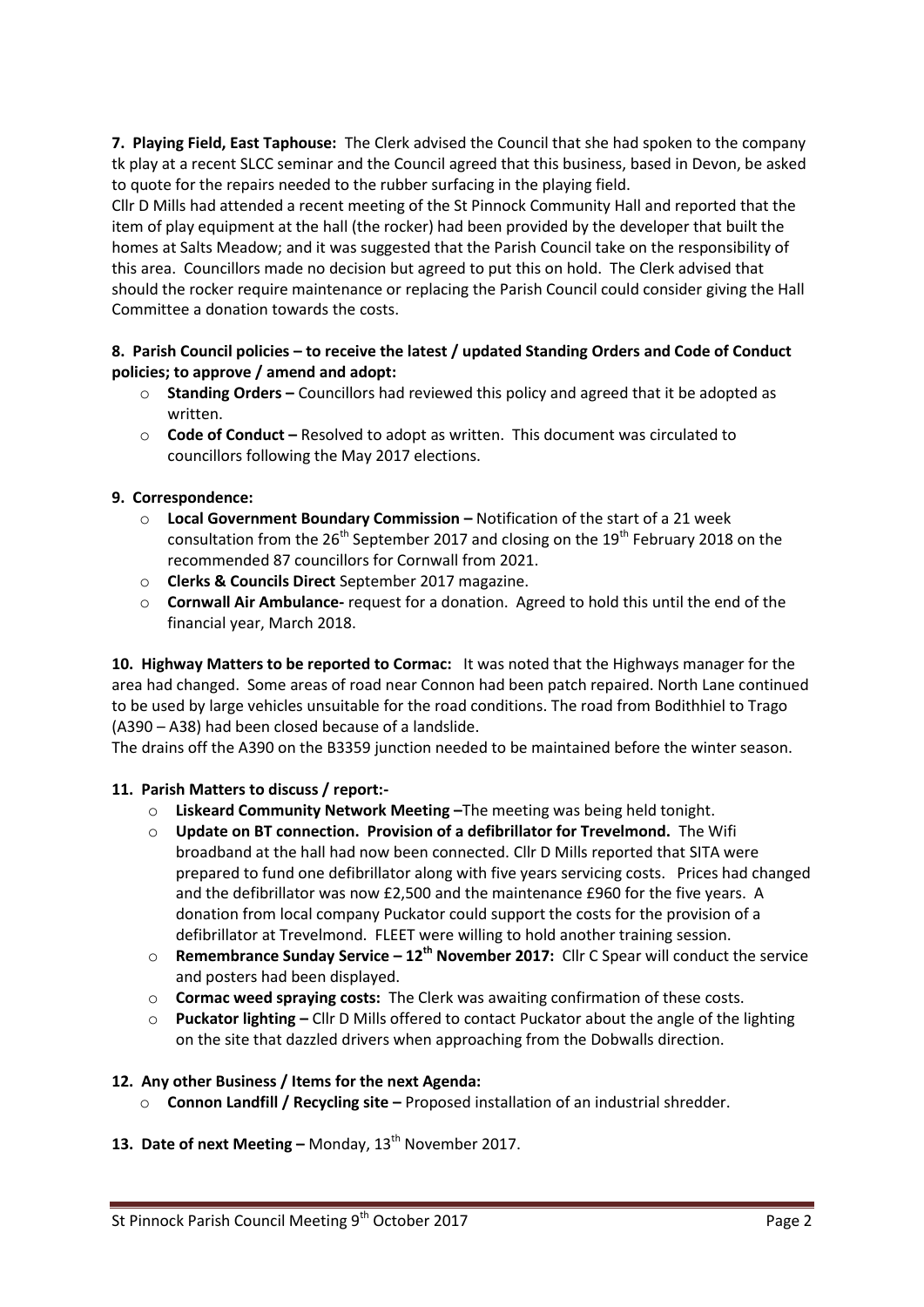**7. Playing Field, East Taphouse:** The Clerk advised the Council that she had spoken to the company tk play at a recent SLCC seminar and the Council agreed that this business, based in Devon, be asked to quote for the repairs needed to the rubber surfacing in the playing field.

Cllr D Mills had attended a recent meeting of the St Pinnock Community Hall and reported that the item of play equipment at the hall (the rocker) had been provided by the developer that built the homes at Salts Meadow; and it was suggested that the Parish Council take on the responsibility of this area. Councillors made no decision but agreed to put this on hold. The Clerk advised that should the rocker require maintenance or replacing the Parish Council could consider giving the Hall Committee a donation towards the costs.

**8. Parish Council policies – to receive the latest / updated Standing Orders and Code of Conduct policies; to approve / amend and adopt:**

- **Standing Orders –** Councillors had reviewed this policy and agreed that it be adopted as written.
- **Code of Conduct –** Resolved to adopt as written. This document was circulated to councillors following the May 2017 elections.

**9. Correspondence:**

- **Local Government Boundary Commission –** Notification of the start of a 21 week consultation from the 26th September 2017 and closing on the 19th February 2018 on the recommended 87 councillors for Cornwall from 2021.
- **Clerks & Councils Direct** September 2017 magazine.
- **Cornwall Air Ambulance-** request for a donation. Agreed to hold this until the end of the financial year, March 2018.

**10. Highway Matters to be reported to Cormac:** It was noted that the Highways manager for the area had changed. Some areas of road near Connon had been patch repaired. North Lane continued to be used by large vehicles unsuitable for the road conditions. The road from Bodithhiel to Trago (A390 – A38) had been closed because of a landslide.

The drains off the A390 on the B3359 junction needed to be maintained before the winter season.

**11. Parish Matters to discuss / report:-**

- **Liskeard Community Network Meeting –**The meeting was being held tonight.
- **Update on BT connection. Provision of a defibrillator for Trevelmond.** The Wifi broadband at the hall had now been connected. Cllr D Mills reported that SITA were prepared to fund one defibrillator along with five years servicing costs. Prices had changed and the defibrillator was now £2,500 and the maintenance £960 for the five years. A donation from local company Puckator could support the costs for the provision of a defibrillator at Trevelmond. FLEET were willing to hold another training session.
- **Remembrance Sunday Service – 12th November 2017:** Cllr C Spear will conduct the service and posters had been displayed.
- **Cormac weed spraying costs:** The Clerk was awaiting confirmation of these costs.
- **Puckator lighting –** Cllr D Mills offered to contact Puckator about the angle of the lighting on the site that dazzled drivers when approaching from the Dobwalls direction.

**12. Any other Business / Items for the next Agenda:**

- **Connon Landfill / Recycling site –** Proposed installation of an industrial shredder.

**13. Date of next Meeting –** Monday, 13th November 2017.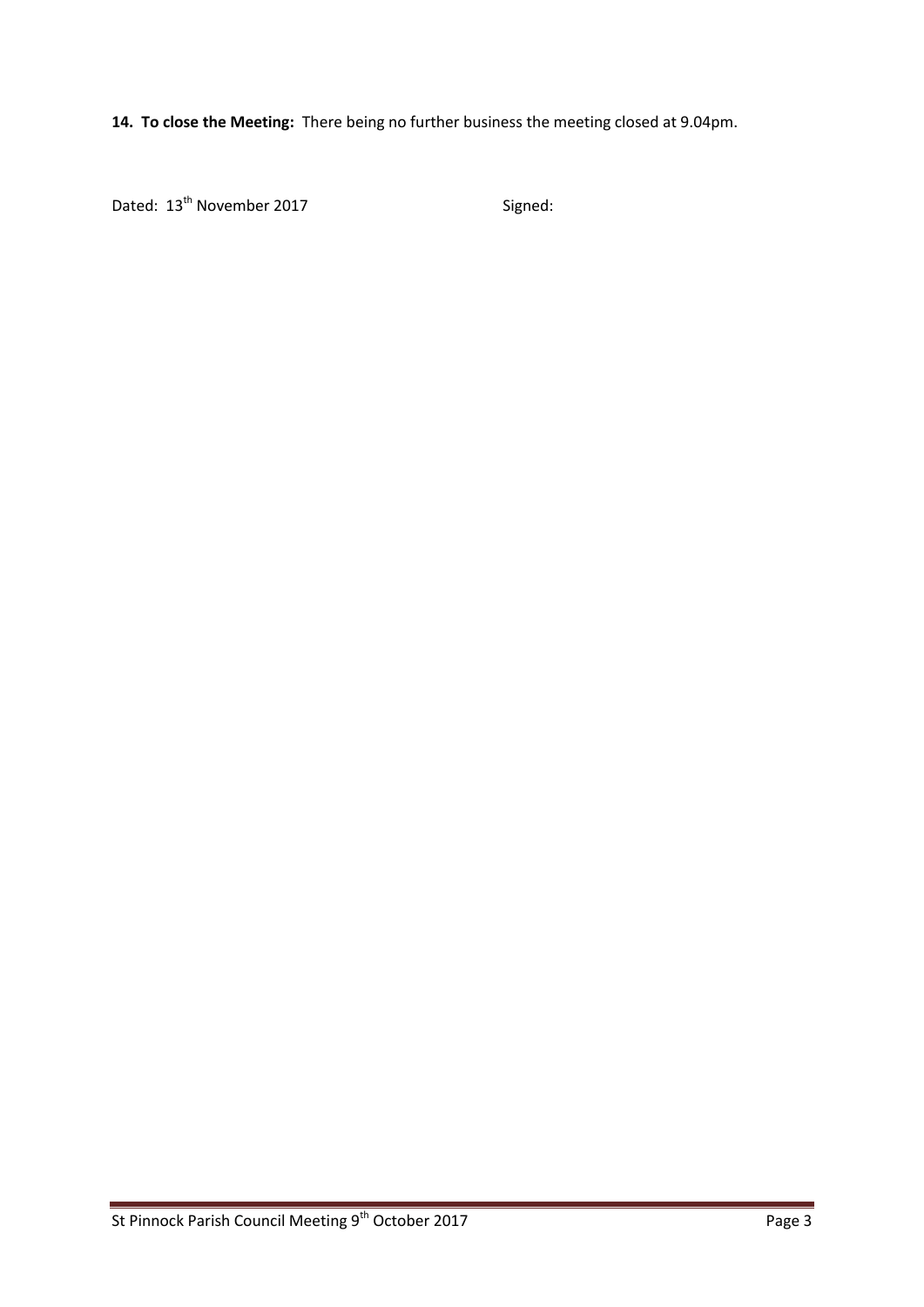**14. To close the Meeting:** There being no further business the meeting closed at 9.04pm.

Dated: 13th November 2017 Signed: